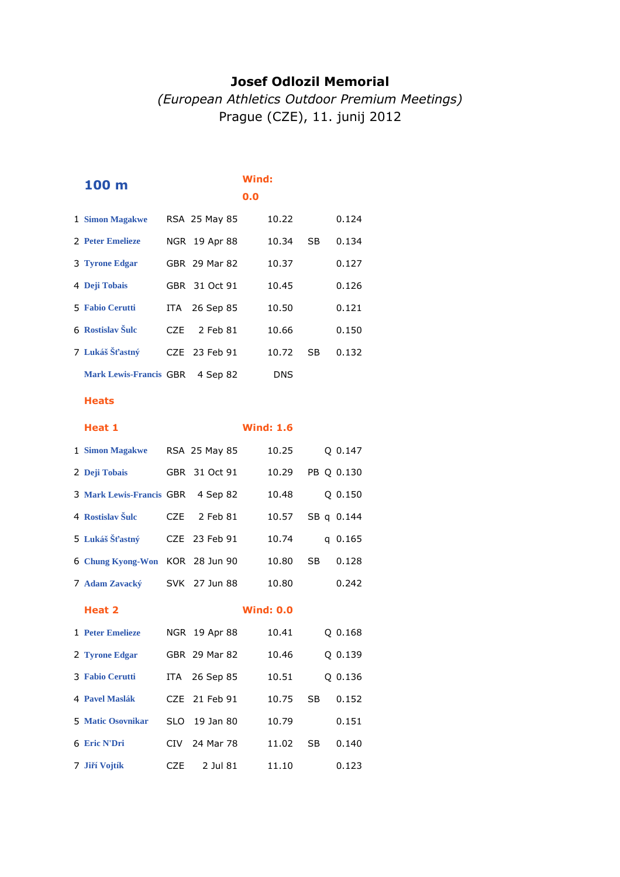# Josef Odlozil Memorial

*(European Athletics Outdoor Premium Meetings)*

Prague (CZE), 11. junij 2012

## 100 m

Wind: 0.0

| | Name | Nat | Born | Result | | | Reaction |
|---|---|---|---|---|---|---|---|
| 1 | Simon Magakwe | RSA | 25 May 85 | 10.22 | | | 0.124 |
| 2 | Peter Emelieze | NGR | 19 Apr 88 | 10.34 | SB | | 0.134 |
| 3 | Tyrone Edgar | GBR | 29 Mar 82 | 10.37 | | | 0.127 |
| 4 | Deji Tobais | GBR | 31 Oct 91 | 10.45 | | | 0.126 |
| 5 | Fabio Cerutti | ITA | 26 Sep 85 | 10.50 | | | 0.121 |
| 6 | Rostislav Šulc | CZE | 2 Feb 81 | 10.66 | | | 0.150 |
| 7 | Lukáš Šťastný | CZE | 23 Feb 91 | 10.72 | SB | | 0.132 |
| | Mark Lewis-Francis | GBR | 4 Sep 82 | DNS | | | |

### Heats

#### Heat 1

Wind: 1.6

| | Name | Nat | Born | Result | | | Reaction |
|---|---|---|---|---|---|---|---|
| 1 | Simon Magakwe | RSA | 25 May 85 | 10.25 | | Q | 0.147 |
| 2 | Deji Tobais | GBR | 31 Oct 91 | 10.29 | PB | Q | 0.130 |
| 3 | Mark Lewis-Francis | GBR | 4 Sep 82 | 10.48 | | Q | 0.150 |
| 4 | Rostislav Šulc | CZE | 2 Feb 81 | 10.57 | SB | q | 0.144 |
| 5 | Lukáš Šťastný | CZE | 23 Feb 91 | 10.74 | | q | 0.165 |
| 6 | Chung Kyong-Won | KOR | 28 Jun 90 | 10.80 | SB | | 0.128 |
| 7 | Adam Zavacký | SVK | 27 Jun 88 | 10.80 | | | 0.242 |

#### Heat 2

Wind: 0.0

| | Name | Nat | Born | Result | | | Reaction |
|---|---|---|---|---|---|---|---|
| 1 | Peter Emelieze | NGR | 19 Apr 88 | 10.41 | | Q | 0.168 |
| 2 | Tyrone Edgar | GBR | 29 Mar 82 | 10.46 | | Q | 0.139 |
| 3 | Fabio Cerutti | ITA | 26 Sep 85 | 10.51 | | Q | 0.136 |
| 4 | Pavel Maslák | CZE | 21 Feb 91 | 10.75 | SB | | 0.152 |
| 5 | Matic Osovnikar | SLO | 19 Jan 80 | 10.79 | | | 0.151 |
| 6 | Eric N'Dri | CIV | 24 Mar 78 | 11.02 | SB | | 0.140 |
| 7 | Jiří Vojtík | CZE | 2 Jul 81 | 11.10 | | | 0.123 |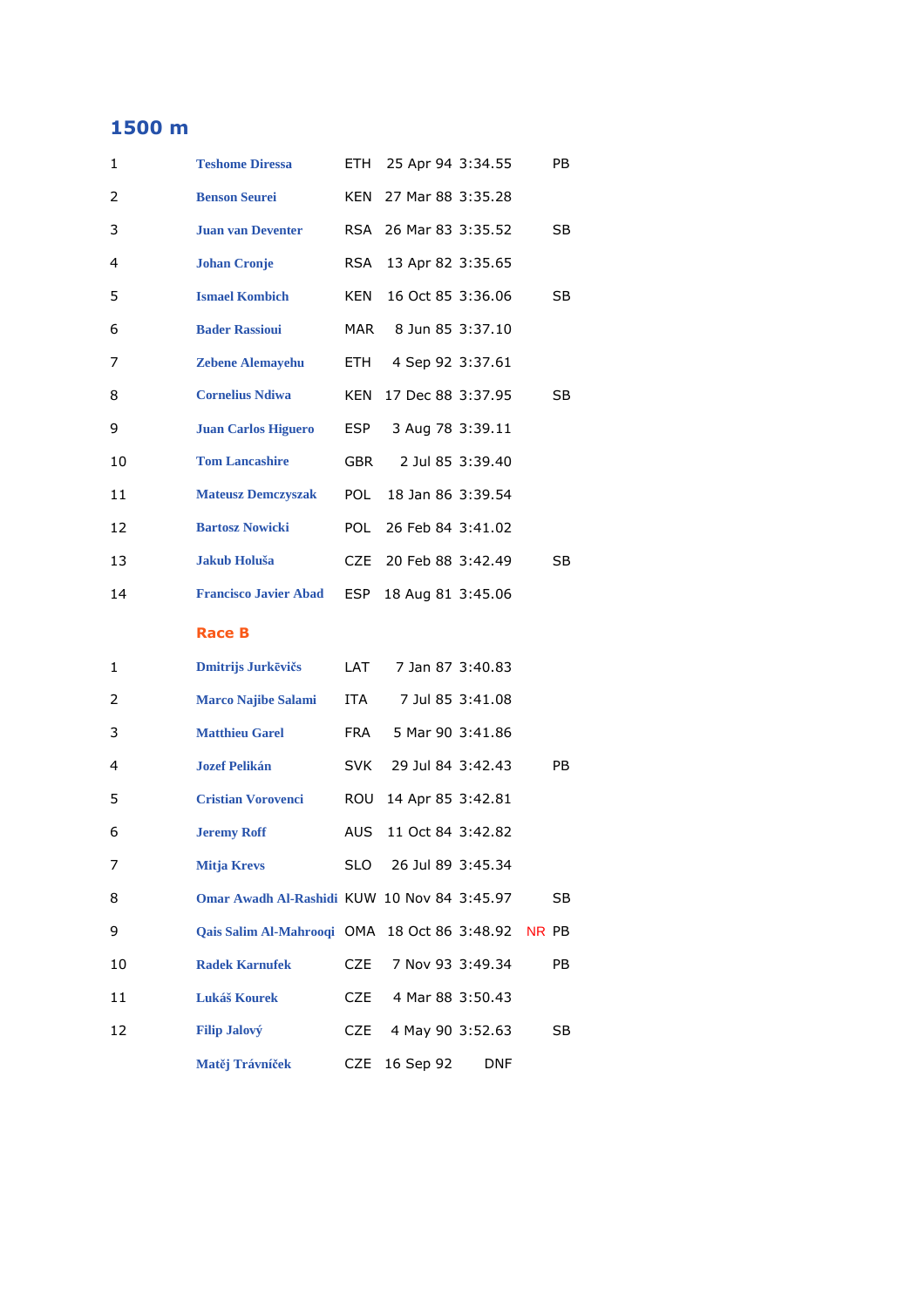## 1500 m

| | | | | | | |
|---|---|---|---|---|---|---|
| 1 | Teshome Diressa | ETH | 25 Apr 94 | 3:34.55 | | PB |
| 2 | Benson Seurei | KEN | 27 Mar 88 | 3:35.28 | | |
| 3 | Juan van Deventer | RSA | 26 Mar 83 | 3:35.52 | | SB |
| 4 | Johan Cronje | RSA | 13 Apr 82 | 3:35.65 | | |
| 5 | Ismael Kombich | KEN | 16 Oct 85 | 3:36.06 | | SB |
| 6 | Bader Rassioui | MAR | 8 Jun 85 | 3:37.10 | | |
| 7 | Zebene Alemayehu | ETH | 4 Sep 92 | 3:37.61 | | |
| 8 | Cornelius Ndiwa | KEN | 17 Dec 88 | 3:37.95 | | SB |
| 9 | Juan Carlos Higuero | ESP | 3 Aug 78 | 3:39.11 | | |
| 10 | Tom Lancashire | GBR | 2 Jul 85 | 3:39.40 | | |
| 11 | Mateusz Demczyszak | POL | 18 Jan 86 | 3:39.54 | | |
| 12 | Bartosz Nowicki | POL | 26 Feb 84 | 3:41.02 | | |
| 13 | Jakub Holuša | CZE | 20 Feb 88 | 3:42.49 | | SB |
| 14 | Francisco Javier Abad | ESP | 18 Aug 81 | 3:45.06 | | |

### Race B

| | | | | | | |
|---|---|---|---|---|---|---|
| 1 | Dmitrijs Jurkēvičs | LAT | 7 Jan 87 | 3:40.83 | | |
| 2 | Marco Najibe Salami | ITA | 7 Jul 85 | 3:41.08 | | |
| 3 | Matthieu Garel | FRA | 5 Mar 90 | 3:41.86 | | |
| 4 | Jozef Pelikán | SVK | 29 Jul 84 | 3:42.43 | | PB |
| 5 | Cristian Vorovenci | ROU | 14 Apr 85 | 3:42.81 | | |
| 6 | Jeremy Roff | AUS | 11 Oct 84 | 3:42.82 | | |
| 7 | Mitja Krevs | SLO | 26 Jul 89 | 3:45.34 | | |
| 8 | Omar Awadh Al-Rashidi | KUW | 10 Nov 84 | 3:45.97 | | SB |
| 9 | Qais Salim Al-Mahrooqi | OMA | 18 Oct 86 | 3:48.92 | NR | PB |
| 10 | Radek Karnufek | CZE | 7 Nov 93 | 3:49.34 | | PB |
| 11 | Lukáš Kourek | CZE | 4 Mar 88 | 3:50.43 | | |
| 12 | Filip Jalový | CZE | 4 May 90 | 3:52.63 | | SB |
| | Matěj Trávníček | CZE | 16 Sep 92 | DNF | | |